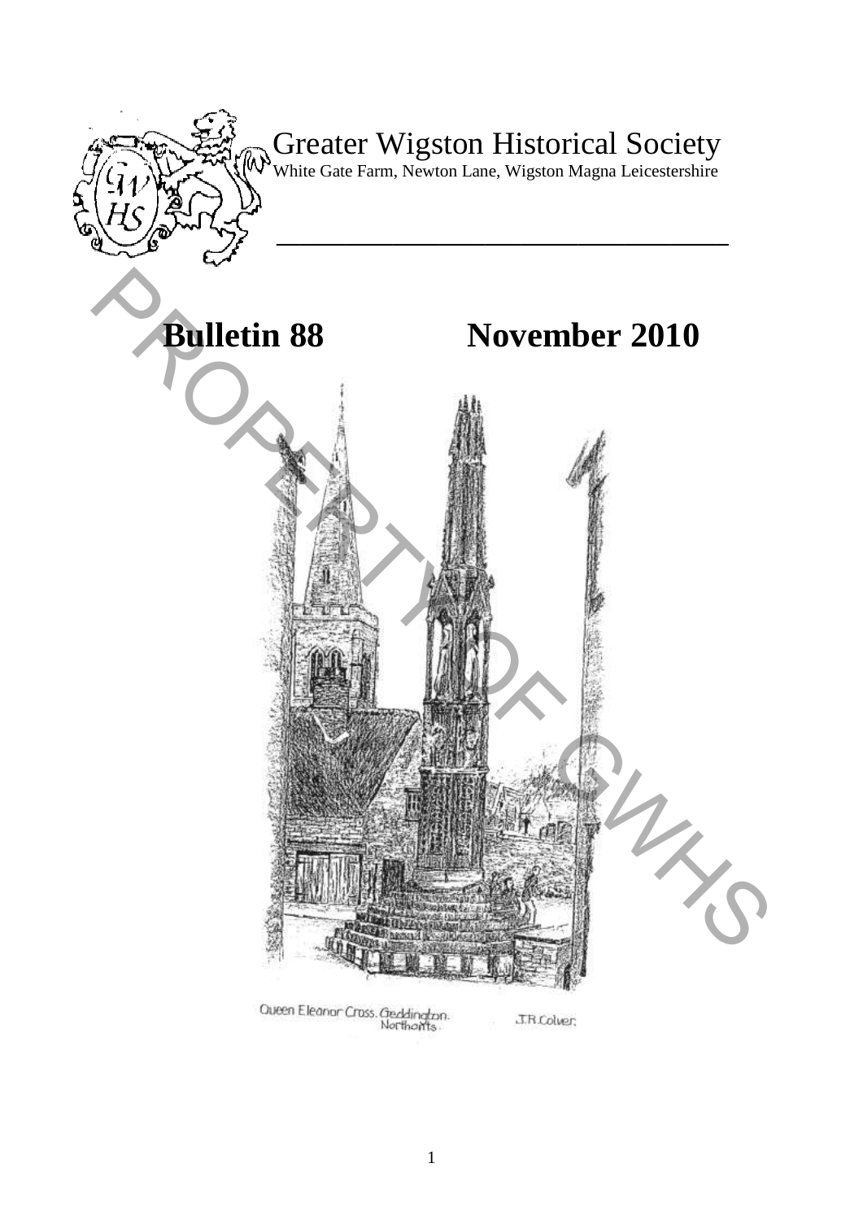# Greater Wigston Historical Society

White Gate Farm, Newton Lane, Wigston Magna Leicestershire

## Bulletin 88 November 2010

Queen Eleanor Cross, Geddington. Northants. J.R.Colver.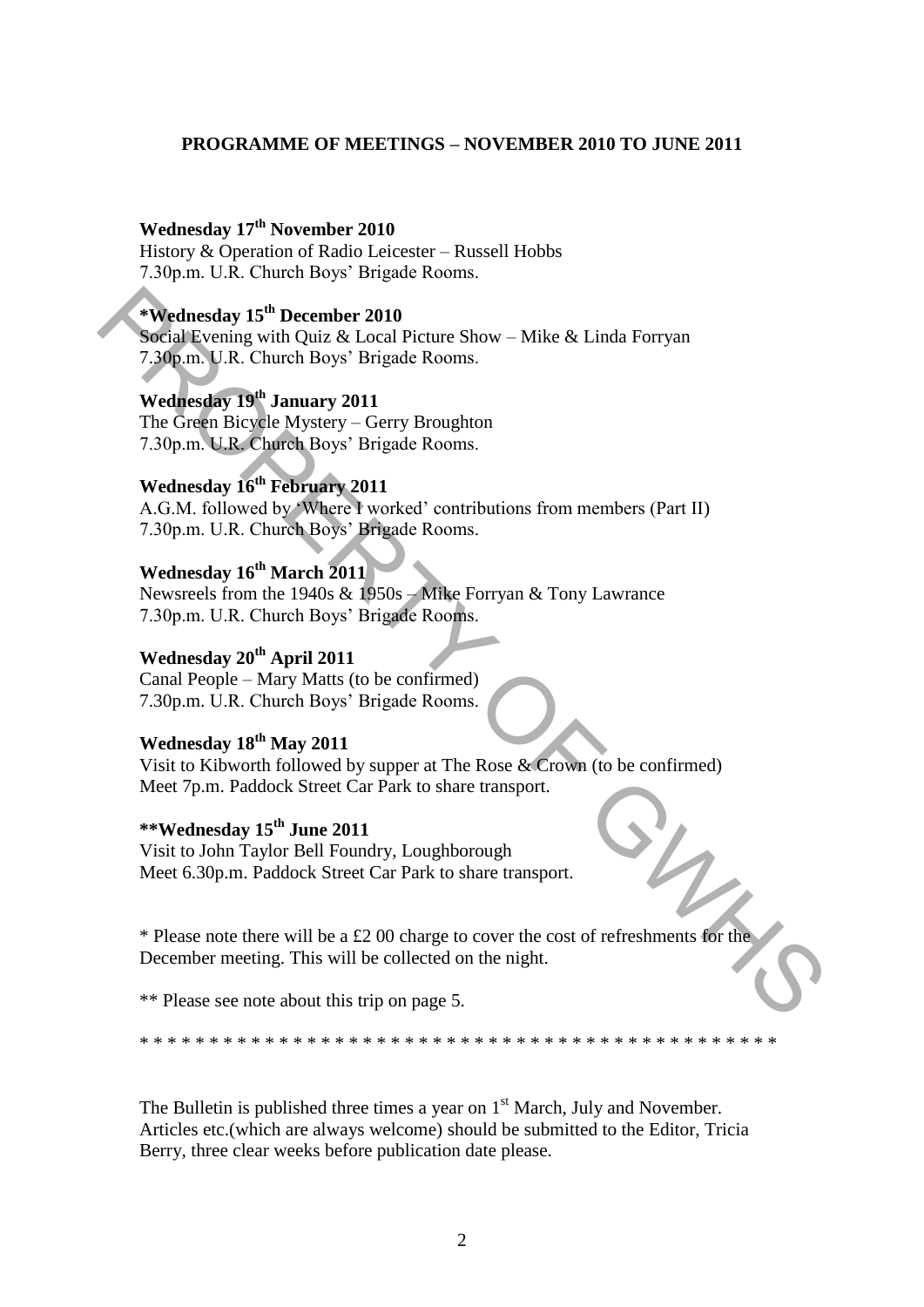## PROGRAMME OF MEETINGS – NOVEMBER 2010 TO JUNE 2011

**Wednesday 17th November 2010**
History & Operation of Radio Leicester – Russell Hobbs
7.30p.m. U.R. Church Boys' Brigade Rooms.

**\*Wednesday 15th December 2010**
Social Evening with Quiz & Local Picture Show – Mike & Linda Forryan
7.30p.m. U.R. Church Boys' Brigade Rooms.

**Wednesday 19th January 2011**
The Green Bicycle Mystery – Gerry Broughton
7.30p.m. U.R. Church Boys' Brigade Rooms.

**Wednesday 16th February 2011**
A.G.M. followed by 'Where I worked' contributions from members (Part II)
7.30p.m. U.R. Church Boys' Brigade Rooms.

**Wednesday 16th March 2011**
Newsreels from the 1940s & 1950s – Mike Forryan & Tony Lawrance
7.30p.m. U.R. Church Boys' Brigade Rooms.

**Wednesday 20th April 2011**
Canal People – Mary Matts (to be confirmed)
7.30p.m. U.R. Church Boys' Brigade Rooms.

**Wednesday 18th May 2011**
Visit to Kibworth followed by supper at The Rose & Crown (to be confirmed)
Meet 7p.m. Paddock Street Car Park to share transport.

**\*\*Wednesday 15th June 2011**
Visit to John Taylor Bell Foundry, Loughborough
Meet 6.30p.m. Paddock Street Car Park to share transport.

\* Please note there will be a £2 00 charge to cover the cost of refreshments for the December meeting. This will be collected on the night.

\*\* Please see note about this trip on page 5.

\* \* \* \* \* \* \* \* \* \* \* \* \* \* \* \* \* \* \* \* \* \* \* \* \* \* \* \* \* \* \* \* \* \* \* \* \* \* \* \* \* \* \* \* \* \*

The Bulletin is published three times a year on 1st March, July and November. Articles etc.(which are always welcome) should be submitted to the Editor, Tricia Berry, three clear weeks before publication date please.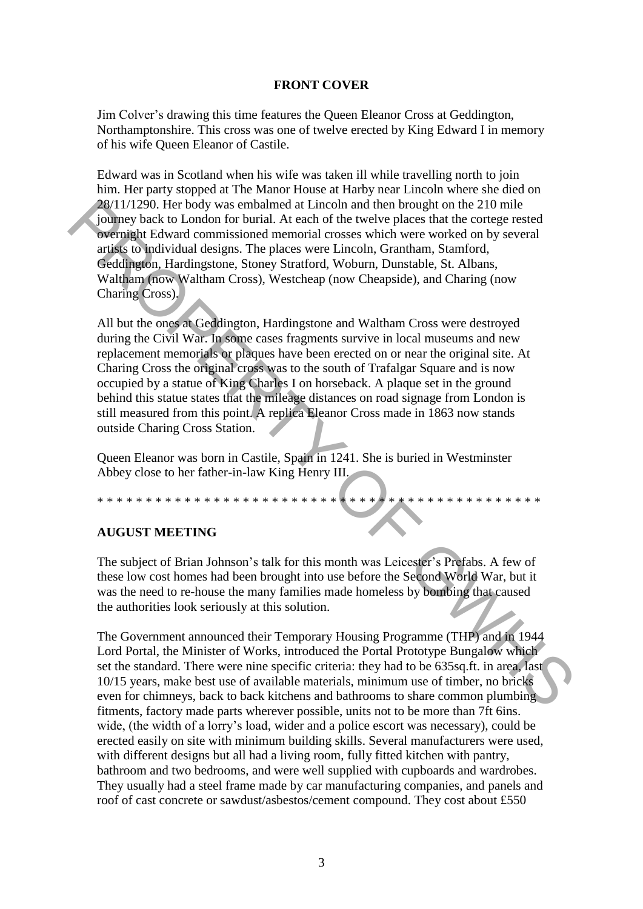## FRONT COVER

Jim Colver's drawing this time features the Queen Eleanor Cross at Geddington, Northamptonshire. This cross was one of twelve erected by King Edward I in memory of his wife Queen Eleanor of Castile.

Edward was in Scotland when his wife was taken ill while travelling north to join him. Her party stopped at The Manor House at Harby near Lincoln where she died on 28/11/1290. Her body was embalmed at Lincoln and then brought on the 210 mile journey back to London for burial. At each of the twelve places that the cortege rested overnight Edward commissioned memorial crosses which were worked on by several artists to individual designs. The places were Lincoln, Grantham, Stamford, Geddington, Hardingstone, Stoney Stratford, Woburn, Dunstable, St. Albans, Waltham (now Waltham Cross), Westcheap (now Cheapside), and Charing (now Charing Cross).

All but the ones at Geddington, Hardingstone and Waltham Cross were destroyed during the Civil War. In some cases fragments survive in local museums and new replacement memorials or plaques have been erected on or near the original site. At Charing Cross the original cross was to the south of Trafalgar Square and is now occupied by a statue of King Charles I on horseback. A plaque set in the ground behind this statue states that the mileage distances on road signage from London is still measured from this point. A replica Eleanor Cross made in 1863 now stands outside Charing Cross Station.

Queen Eleanor was born in Castile, Spain in 1241. She is buried in Westminster Abbey close to her father-in-law King Henry III.

* * * * * * * * * * * * * * * * * * * * * * * * * * * * * * * * * * * * * * * * * * *

## AUGUST MEETING

The subject of Brian Johnson's talk for this month was Leicester's Prefabs. A few of these low cost homes had been brought into use before the Second World War, but it was the need to re-house the many families made homeless by bombing that caused the authorities look seriously at this solution.

The Government announced their Temporary Housing Programme (THP) and in 1944 Lord Portal, the Minister of Works, introduced the Portal Prototype Bungalow which set the standard. There were nine specific criteria: they had to be 635sq.ft. in area, last 10/15 years, make best use of available materials, minimum use of timber, no bricks even for chimneys, back to back kitchens and bathrooms to share common plumbing fitments, factory made parts wherever possible, units not to be more than 7ft 6ins. wide, (the width of a lorry's load, wider and a police escort was necessary), could be erected easily on site with minimum building skills. Several manufacturers were used, with different designs but all had a living room, fully fitted kitchen with pantry, bathroom and two bedrooms, and were well supplied with cupboards and wardrobes. They usually had a steel frame made by car manufacturing companies, and panels and roof of cast concrete or sawdust/asbestos/cement compound. They cost about £550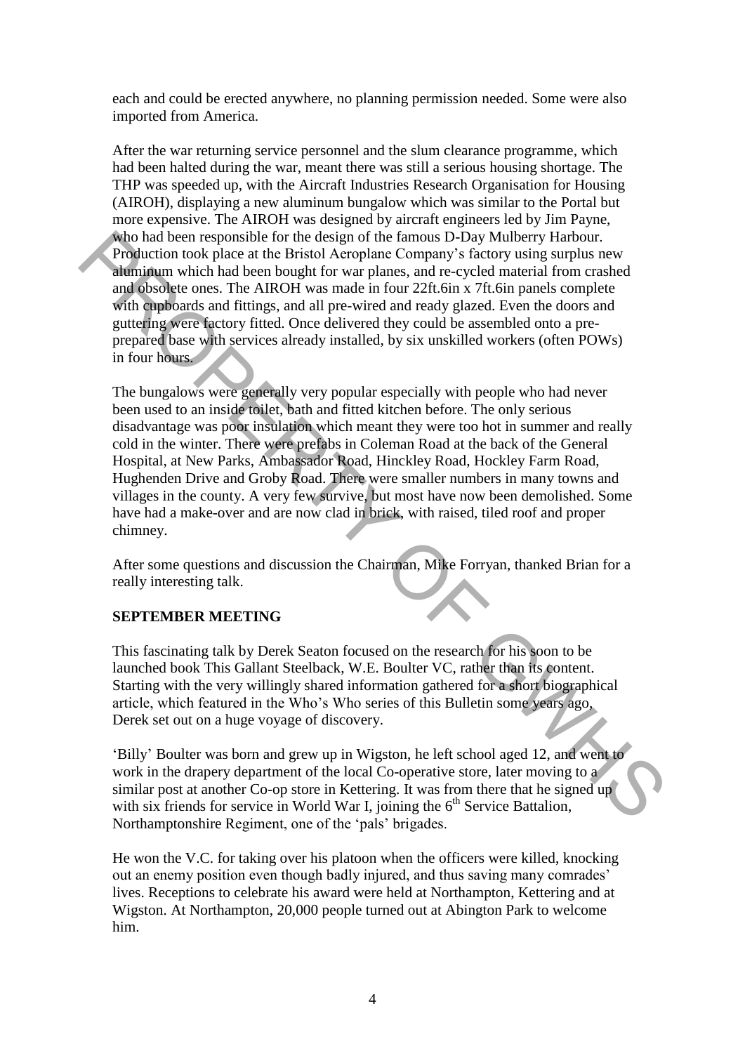each and could be erected anywhere, no planning permission needed. Some were also imported from America.

After the war returning service personnel and the slum clearance programme, which had been halted during the war, meant there was still a serious housing shortage. The THP was speeded up, with the Aircraft Industries Research Organisation for Housing (AIROH), displaying a new aluminum bungalow which was similar to the Portal but more expensive. The AIROH was designed by aircraft engineers led by Jim Payne, who had been responsible for the design of the famous D-Day Mulberry Harbour. Production took place at the Bristol Aeroplane Company's factory using surplus new aluminum which had been bought for war planes, and re-cycled material from crashed and obsolete ones. The AIROH was made in four 22ft.6in x 7ft.6in panels complete with cupboards and fittings, and all pre-wired and ready glazed. Even the doors and guttering were factory fitted. Once delivered they could be assembled onto a pre-prepared base with services already installed, by six unskilled workers (often POWs) in four hours.

The bungalows were generally very popular especially with people who had never been used to an inside toilet, bath and fitted kitchen before. The only serious disadvantage was poor insulation which meant they were too hot in summer and really cold in the winter. There were prefabs in Coleman Road at the back of the General Hospital, at New Parks, Ambassador Road, Hinckley Road, Hockley Farm Road, Hughenden Drive and Groby Road. There were smaller numbers in many towns and villages in the county. A very few survive, but most have now been demolished. Some have had a make-over and are now clad in brick, with raised, tiled roof and proper chimney.

After some questions and discussion the Chairman, Mike Forryan, thanked Brian for a really interesting talk.

## SEPTEMBER MEETING

This fascinating talk by Derek Seaton focused on the research for his soon to be launched book This Gallant Steelback, W.E. Boulter VC, rather than its content. Starting with the very willingly shared information gathered for a short biographical article, which featured in the Who's Who series of this Bulletin some years ago, Derek set out on a huge voyage of discovery.

'Billy' Boulter was born and grew up in Wigston, he left school aged 12, and went to work in the drapery department of the local Co-operative store, later moving to a similar post at another Co-op store in Kettering. It was from there that he signed up with six friends for service in World War I, joining the 6th Service Battalion, Northamptonshire Regiment, one of the 'pals' brigades.

He won the V.C. for taking over his platoon when the officers were killed, knocking out an enemy position even though badly injured, and thus saving many comrades' lives. Receptions to celebrate his award were held at Northampton, Kettering and at Wigston. At Northampton, 20,000 people turned out at Abington Park to welcome him.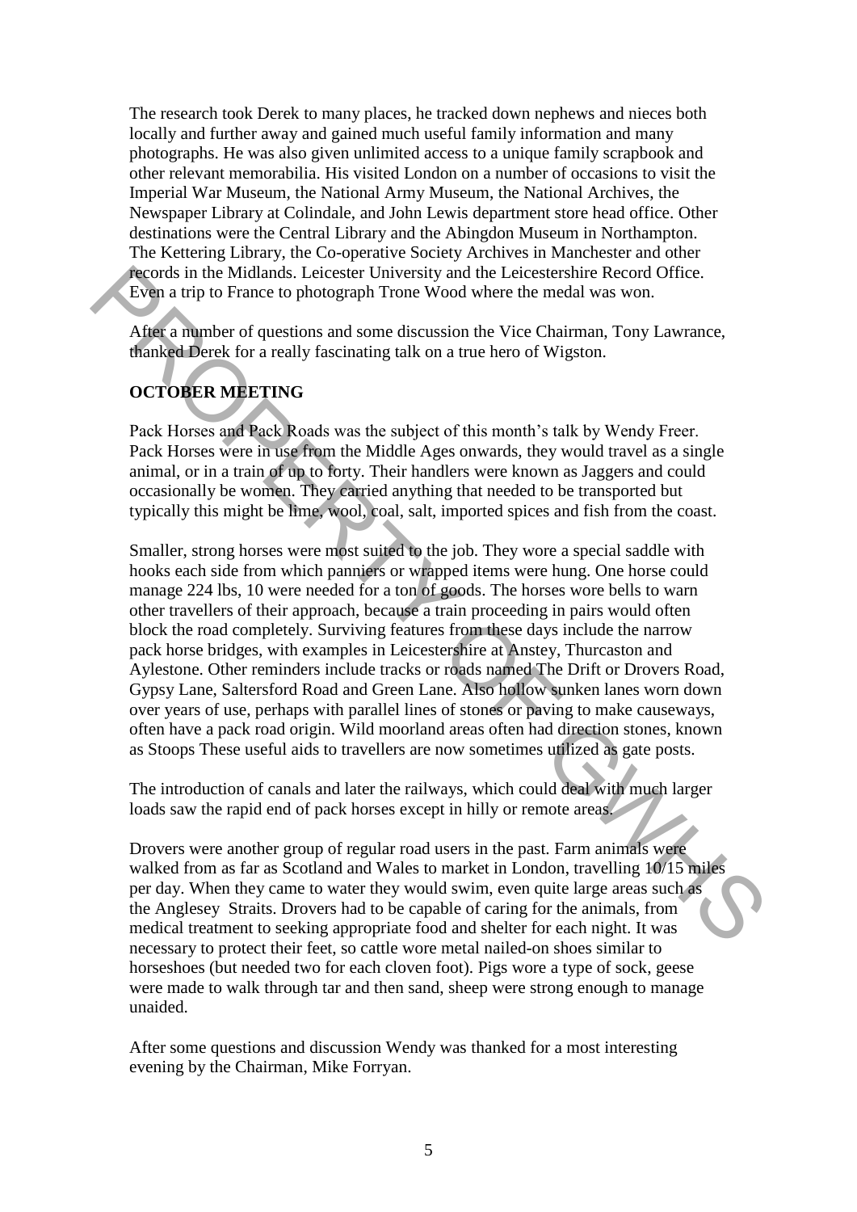The research took Derek to many places, he tracked down nephews and nieces both locally and further away and gained much useful family information and many photographs. He was also given unlimited access to a unique family scrapbook and other relevant memorabilia. His visited London on a number of occasions to visit the Imperial War Museum, the National Army Museum, the National Archives, the Newspaper Library at Colindale, and John Lewis department store head office. Other destinations were the Central Library and the Abingdon Museum in Northampton. The Kettering Library, the Co-operative Society Archives in Manchester and other records in the Midlands. Leicester University and the Leicestershire Record Office. Even a trip to France to photograph Trone Wood where the medal was won.

After a number of questions and some discussion the Vice Chairman, Tony Lawrance, thanked Derek for a really fascinating talk on a true hero of Wigston.

**OCTOBER MEETING**

Pack Horses and Pack Roads was the subject of this month's talk by Wendy Freer. Pack Horses were in use from the Middle Ages onwards, they would travel as a single animal, or in a train of up to forty. Their handlers were known as Jaggers and could occasionally be women. They carried anything that needed to be transported but typically this might be lime, wool, coal, salt, imported spices and fish from the coast.

Smaller, strong horses were most suited to the job. They wore a special saddle with hooks each side from which panniers or wrapped items were hung. One horse could manage 224 lbs, 10 were needed for a ton of goods. The horses wore bells to warn other travellers of their approach, because a train proceeding in pairs would often block the road completely. Surviving features from these days include the narrow pack horse bridges, with examples in Leicestershire at Anstey, Thurcaston and Aylestone. Other reminders include tracks or roads named The Drift or Drovers Road, Gypsy Lane, Saltersford Road and Green Lane. Also hollow sunken lanes worn down over years of use, perhaps with parallel lines of stones or paving to make causeways, often have a pack road origin. Wild moorland areas often had direction stones, known as Stoops These useful aids to travellers are now sometimes utilized as gate posts.

The introduction of canals and later the railways, which could deal with much larger loads saw the rapid end of pack horses except in hilly or remote areas.

Drovers were another group of regular road users in the past. Farm animals were walked from as far as Scotland and Wales to market in London, travelling 10/15 miles per day. When they came to water they would swim, even quite large areas such as the Anglesey Straits. Drovers had to be capable of caring for the animals, from medical treatment to seeking appropriate food and shelter for each night. It was necessary to protect their feet, so cattle wore metal nailed-on shoes similar to horseshoes (but needed two for each cloven foot). Pigs wore a type of sock, geese were made to walk through tar and then sand, sheep were strong enough to manage unaided.

After some questions and discussion Wendy was thanked for a most interesting evening by the Chairman, Mike Forryan.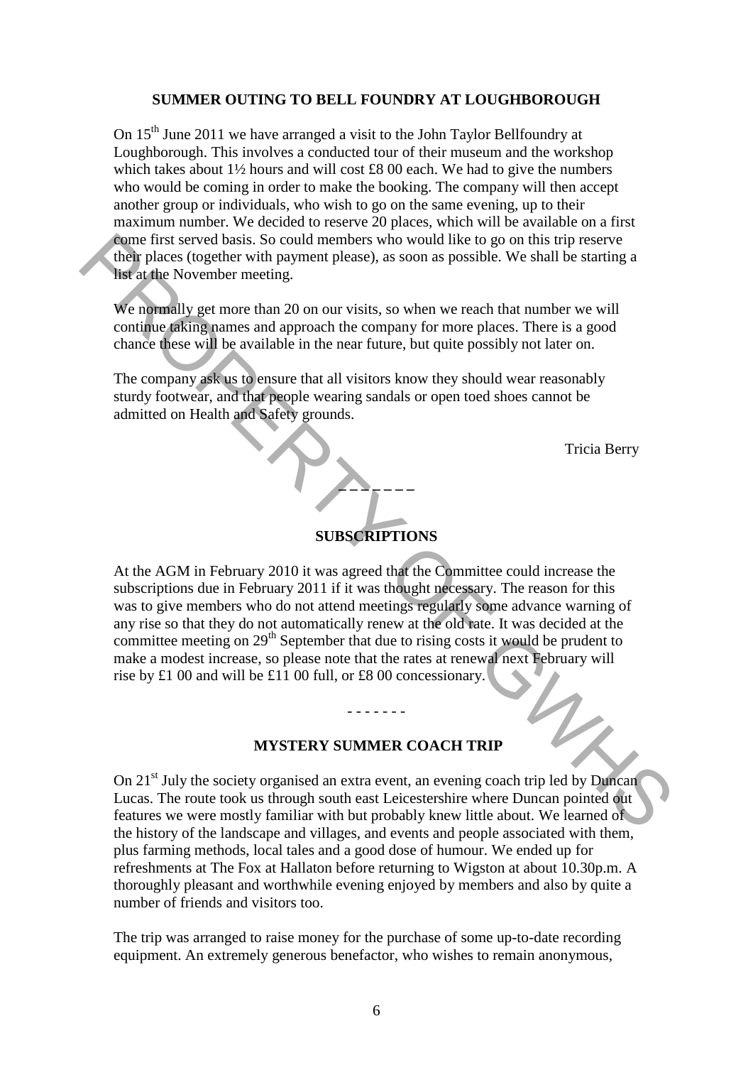## SUMMER OUTING TO BELL FOUNDRY AT LOUGHBOROUGH

On 15th June 2011 we have arranged a visit to the John Taylor Bellfoundry at Loughborough. This involves a conducted tour of their museum and the workshop which takes about 1½ hours and will cost £8 00 each. We had to give the numbers who would be coming in order to make the booking. The company will then accept another group or individuals, who wish to go on the same evening, up to their maximum number. We decided to reserve 20 places, which will be available on a first come first served basis. So could members who would like to go on this trip reserve their places (together with payment please), as soon as possible. We shall be starting a list at the November meeting.

We normally get more than 20 on our visits, so when we reach that number we will continue taking names and approach the company for more places. There is a good chance these will be available in the near future, but quite possibly not later on.

The company ask us to ensure that all visitors know they should wear reasonably sturdy footwear, and that people wearing sandals or open toed shoes cannot be admitted on Health and Safety grounds.

Tricia Berry

- - - - - - -

## SUBSCRIPTIONS

At the AGM in February 2010 it was agreed that the Committee could increase the subscriptions due in February 2011 if it was thought necessary. The reason for this was to give members who do not attend meetings regularly some advance warning of any rise so that they do not automatically renew at the old rate. It was decided at the committee meeting on 29th September that due to rising costs it would be prudent to make a modest increase, so please note that the rates at renewal next February will rise by £1 00 and will be £11 00 full, or £8 00 concessionary.

- - - - - - -

## MYSTERY SUMMER COACH TRIP

On 21st July the society organised an extra event, an evening coach trip led by Duncan Lucas. The route took us through south east Leicestershire where Duncan pointed out features we were mostly familiar with but probably knew little about. We learned of the history of the landscape and villages, and events and people associated with them, plus farming methods, local tales and a good dose of humour. We ended up for refreshments at The Fox at Hallaton before returning to Wigston at about 10.30p.m. A thoroughly pleasant and worthwhile evening enjoyed by members and also by quite a number of friends and visitors too.

The trip was arranged to raise money for the purchase of some up-to-date recording equipment. An extremely generous benefactor, who wishes to remain anonymous,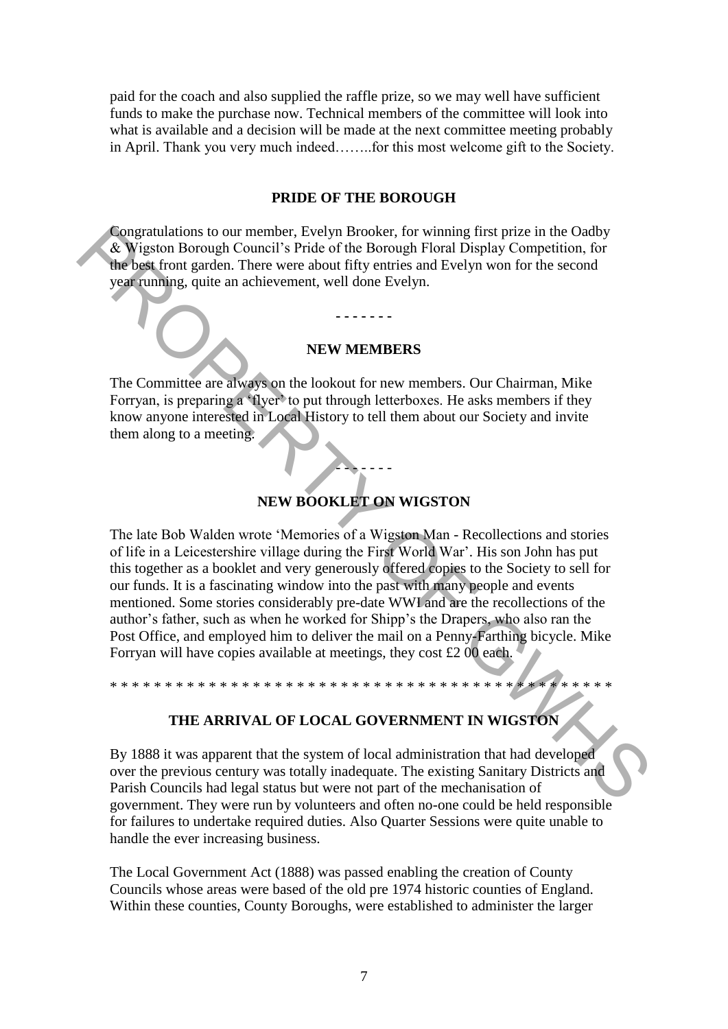paid for the coach and also supplied the raffle prize, so we may well have sufficient funds to make the purchase now. Technical members of the committee will look into what is available and a decision will be made at the next committee meeting probably in April. Thank you very much indeed……..for this most welcome gift to the Society.

## PRIDE OF THE BOROUGH

Congratulations to our member, Evelyn Brooker, for winning first prize in the Oadby & Wigston Borough Council's Pride of the Borough Floral Display Competition, for the best front garden. There were about fifty entries and Evelyn won for the second year running, quite an achievement, well done Evelyn.

- - - - - - -

## NEW MEMBERS

The Committee are always on the lookout for new members. Our Chairman, Mike Forryan, is preparing a 'flyer' to put through letterboxes. He asks members if they know anyone interested in Local History to tell them about our Society and invite them along to a meeting.

- - - - - - -

## NEW BOOKLET ON WIGSTON

The late Bob Walden wrote 'Memories of a Wigston Man - Recollections and stories of life in a Leicestershire village during the First World War'. His son John has put this together as a booklet and very generously offered copies to the Society to sell for our funds. It is a fascinating window into the past with many people and events mentioned. Some stories considerably pre-date WWI and are the recollections of the author's father, such as when he worked for Shipp's the Drapers, who also ran the Post Office, and employed him to deliver the mail on a Penny-Farthing bicycle. Mike Forryan will have copies available at meetings, they cost £2 00 each.

* * * * * * * * * * * * * * * * * * * * * * * * * * * * * * * * * * * * * * * * * * * * *

## THE ARRIVAL OF LOCAL GOVERNMENT IN WIGSTON

By 1888 it was apparent that the system of local administration that had developed over the previous century was totally inadequate. The existing Sanitary Districts and Parish Councils had legal status but were not part of the mechanisation of government. They were run by volunteers and often no-one could be held responsible for failures to undertake required duties. Also Quarter Sessions were quite unable to handle the ever increasing business.

The Local Government Act (1888) was passed enabling the creation of County Councils whose areas were based of the old pre 1974 historic counties of England. Within these counties, County Boroughs, were established to administer the larger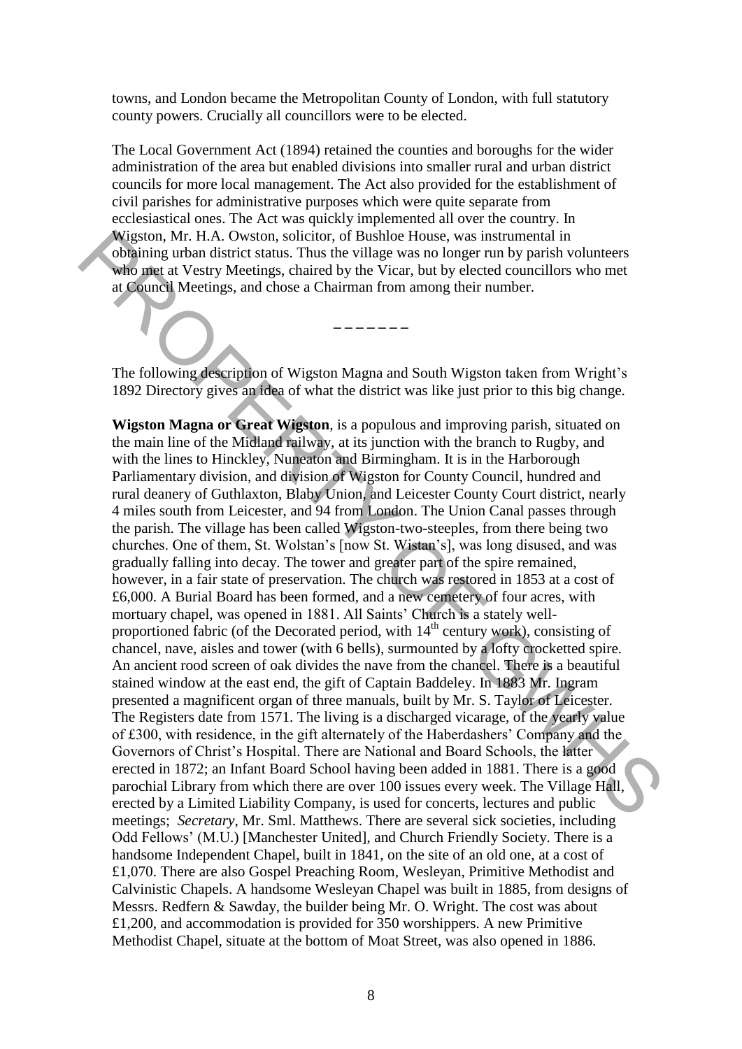towns, and London became the Metropolitan County of London, with full statutory county powers. Crucially all councillors were to be elected.

The Local Government Act (1894) retained the counties and boroughs for the wider administration of the area but enabled divisions into smaller rural and urban district councils for more local management. The Act also provided for the establishment of civil parishes for administrative purposes which were quite separate from ecclesiastical ones. The Act was quickly implemented all over the country. In Wigston, Mr. H.A. Owston, solicitor, of Bushloe House, was instrumental in obtaining urban district status. Thus the village was no longer run by parish volunteers who met at Vestry Meetings, chaired by the Vicar, but by elected councillors who met at Council Meetings, and chose a Chairman from among their number.

– – – – – – –

The following description of Wigston Magna and South Wigston taken from Wright's 1892 Directory gives an idea of what the district was like just prior to this big change.

**Wigston Magna or Great Wigston**, is a populous and improving parish, situated on the main line of the Midland railway, at its junction with the branch to Rugby, and with the lines to Hinckley, Nuneaton and Birmingham. It is in the Harborough Parliamentary division, and division of Wigston for County Council, hundred and rural deanery of Guthlaxton, Blaby Union, and Leicester County Court district, nearly 4 miles south from Leicester, and 94 from London. The Union Canal passes through the parish. The village has been called Wigston-two-steeples, from there being two churches. One of them, St. Wolstan's [now St. Wistan's], was long disused, and was gradually falling into decay. The tower and greater part of the spire remained, however, in a fair state of preservation. The church was restored in 1853 at a cost of £6,000. A Burial Board has been formed, and a new cemetery of four acres, with mortuary chapel, was opened in 1881. All Saints' Church is a stately well-proportioned fabric (of the Decorated period, with 14th century work), consisting of chancel, nave, aisles and tower (with 6 bells), surmounted by a lofty crocketted spire. An ancient rood screen of oak divides the nave from the chancel. There is a beautiful stained window at the east end, the gift of Captain Baddeley. In 1883 Mr. Ingram presented a magnificent organ of three manuals, built by Mr. S. Taylor of Leicester. The Registers date from 1571. The living is a discharged vicarage, of the yearly value of £300, with residence, in the gift alternately of the Haberdashers' Company and the Governors of Christ's Hospital. There are National and Board Schools, the latter erected in 1872; an Infant Board School having been added in 1881. There is a good parochial Library from which there are over 100 issues every week. The Village Hall, erected by a Limited Liability Company, is used for concerts, lectures and public meetings; *Secretary*, Mr. Sml. Matthews. There are several sick societies, including Odd Fellows' (M.U.) [Manchester United], and Church Friendly Society. There is a handsome Independent Chapel, built in 1841, on the site of an old one, at a cost of £1,070. There are also Gospel Preaching Room, Wesleyan, Primitive Methodist and Calvinistic Chapels. A handsome Wesleyan Chapel was built in 1885, from designs of Messrs. Redfern & Sawday, the builder being Mr. O. Wright. The cost was about £1,200, and accommodation is provided for 350 worshippers. A new Primitive Methodist Chapel, situate at the bottom of Moat Street, was also opened in 1886.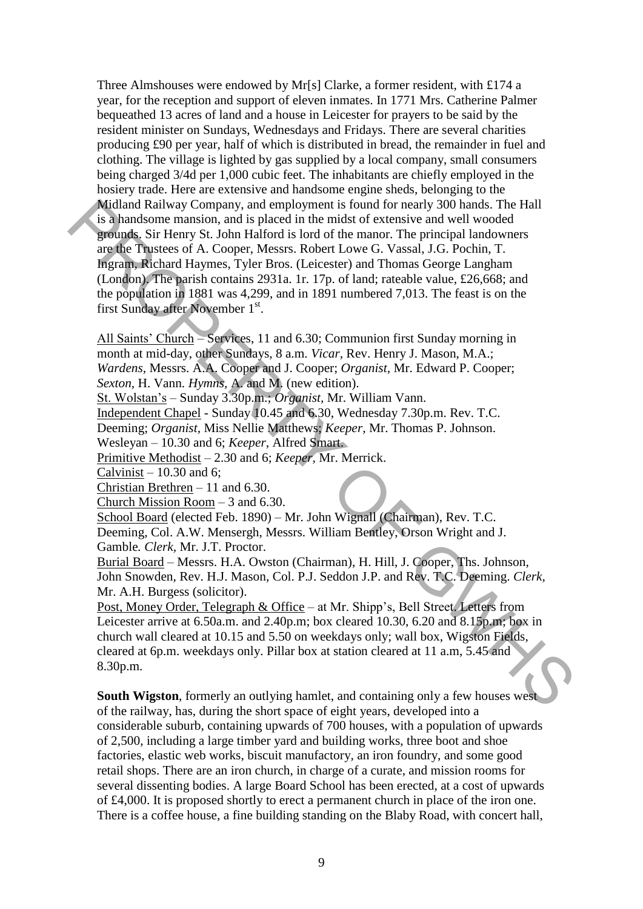Three Almshouses were endowed by Mr[s] Clarke, a former resident, with £174 a year, for the reception and support of eleven inmates. In 1771 Mrs. Catherine Palmer bequeathed 13 acres of land and a house in Leicester for prayers to be said by the resident minister on Sundays, Wednesdays and Fridays. There are several charities producing £90 per year, half of which is distributed in bread, the remainder in fuel and clothing. The village is lighted by gas supplied by a local company, small consumers being charged 3/4d per 1,000 cubic feet. The inhabitants are chiefly employed in the hosiery trade. Here are extensive and handsome engine sheds, belonging to the Midland Railway Company, and employment is found for nearly 300 hands. The Hall is a handsome mansion, and is placed in the midst of extensive and well wooded grounds. Sir Henry St. John Halford is lord of the manor. The principal landowners are the Trustees of A. Cooper, Messrs. Robert Lowe G. Vassal, J.G. Pochin, T. Ingram, Richard Haymes, Tyler Bros. (Leicester) and Thomas George Langham (London). The parish contains 2931a. 1r. 17p. of land; rateable value, £26,668; and the population in 1881 was 4,299, and in 1891 numbered 7,013. The feast is on the first Sunday after November 1st.

All Saints' Church – Services, 11 and 6.30; Communion first Sunday morning in month at mid-day, other Sundays, 8 a.m. *Vicar*, Rev. Henry J. Mason, M.A.; *Wardens*, Messrs. A.A. Cooper and J. Cooper; *Organist*, Mr. Edward P. Cooper; *Sexton*, H. Vann. *Hymns*, A. and M. (new edition).
St. Wolstan's – Sunday 3.30p.m.; *Organist*, Mr. William Vann.
Independent Chapel - Sunday 10.45 and 6.30, Wednesday 7.30p.m. Rev. T.C. Deeming; *Organist*, Miss Nellie Matthews; *Keeper*, Mr. Thomas P. Johnson.
Wesleyan – 10.30 and 6; *Keeper*, Alfred Smart.
Primitive Methodist – 2.30 and 6; *Keeper*, Mr. Merrick.
Calvinist – 10.30 and 6;
Christian Brethren – 11 and 6.30.
Church Mission Room – 3 and 6.30.
School Board (elected Feb. 1890) – Mr. John Wignall (Chairman), Rev. T.C. Deeming, Col. A.W. Mensergh, Messrs. William Bentley, Orson Wright and J. Gamble. *Clerk*, Mr. J.T. Proctor.
Burial Board – Messrs. H.A. Owston (Chairman), H. Hill, J. Cooper, Ths. Johnson, John Snowden, Rev. H.J. Mason, Col. P.J. Seddon J.P. and Rev. T.C. Deeming. *Clerk*, Mr. A.H. Burgess (solicitor).
Post, Money Order, Telegraph & Office – at Mr. Shipp's, Bell Street. Letters from Leicester arrive at 6.50a.m. and 2.40p.m; box cleared 10.30, 6.20 and 8.15p.m; box in church wall cleared at 10.15 and 5.50 on weekdays only; wall box, Wigston Fields, cleared at 6p.m. weekdays only. Pillar box at station cleared at 11 a.m, 5.45 and 8.30p.m.

**South Wigston**, formerly an outlying hamlet, and containing only a few houses west of the railway, has, during the short space of eight years, developed into a considerable suburb, containing upwards of 700 houses, with a population of upwards of 2,500, including a large timber yard and building works, three boot and shoe factories, elastic web works, biscuit manufactory, an iron foundry, and some good retail shops. There are an iron church, in charge of a curate, and mission rooms for several dissenting bodies. A large Board School has been erected, at a cost of upwards of £4,000. It is proposed shortly to erect a permanent church in place of the iron one. There is a coffee house, a fine building standing on the Blaby Road, with concert hall,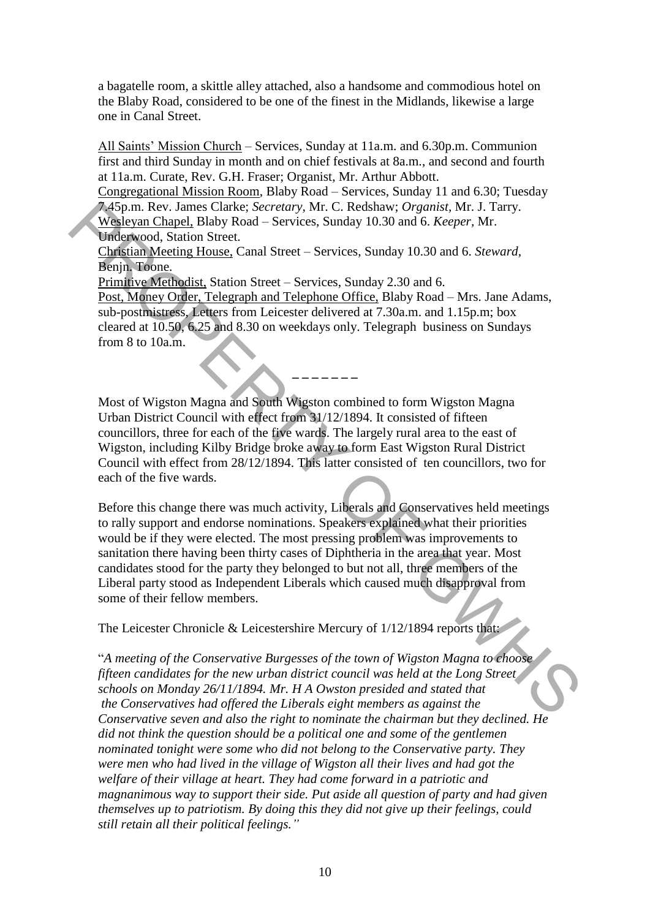a bagatelle room, a skittle alley attached, also a handsome and commodious hotel on the Blaby Road, considered to be one of the finest in the Midlands, likewise a large one in Canal Street.

<u>All Saints' Mission Church</u> – Services, Sunday at 11a.m. and 6.30p.m. Communion first and third Sunday in month and on chief festivals at 8a.m., and second and fourth at 11a.m. Curate, Rev. G.H. Fraser; Organist, Mr. Arthur Abbott.
<u>Congregational Mission Room</u>, Blaby Road – Services, Sunday 11 and 6.30; Tuesday 7.45p.m. Rev. James Clarke; *Secretary,* Mr. C. Redshaw; *Organist,* Mr. J. Tarry.
<u>Wesleyan Chapel,</u> Blaby Road – Services, Sunday 10.30 and 6. *Keeper,* Mr. Underwood, Station Street.
<u>Christian Meeting House,</u> Canal Street – Services, Sunday 10.30 and 6. *Steward,* Benjn. Toone.
<u>Primitive Methodist,</u> Station Street – Services, Sunday 2.30 and 6.
<u>Post, Money Order, Telegraph and Telephone Office,</u> Blaby Road – Mrs. Jane Adams, sub-postmistress, Letters from Leicester delivered at 7.30a.m. and 1.15p.m; box cleared at 10.50, 6.25 and 8.30 on weekdays only. Telegraph business on Sundays from 8 to 10a.m.

–––––––

Most of Wigston Magna and South Wigston combined to form Wigston Magna Urban District Council with effect from 31/12/1894. It consisted of fifteen councillors, three for each of the five wards. The largely rural area to the east of Wigston, including Kilby Bridge broke away to form East Wigston Rural District Council with effect from 28/12/1894. This latter consisted of ten councillors, two for each of the five wards.

Before this change there was much activity, Liberals and Conservatives held meetings to rally support and endorse nominations. Speakers explained what their priorities would be if they were elected. The most pressing problem was improvements to sanitation there having been thirty cases of Diphtheria in the area that year. Most candidates stood for the party they belonged to but not all, three members of the Liberal party stood as Independent Liberals which caused much disapproval from some of their fellow members.

The Leicester Chronicle & Leicestershire Mercury of 1/12/1894 reports that:

"*A meeting of the Conservative Burgesses of the town of Wigston Magna to choose fifteen candidates for the new urban district council was held at the Long Street schools on Monday 26/11/1894. Mr. H A Owston presided and stated that the Conservatives had offered the Liberals eight members as against the Conservative seven and also the right to nominate the chairman but they declined. He did not think the question should be a political one and some of the gentlemen nominated tonight were some who did not belong to the Conservative party. They were men who had lived in the village of Wigston all their lives and had got the welfare of their village at heart. They had come forward in a patriotic and magnanimous way to support their side. Put aside all question of party and had given themselves up to patriotism. By doing this they did not give up their feelings, could still retain all their political feelings.*"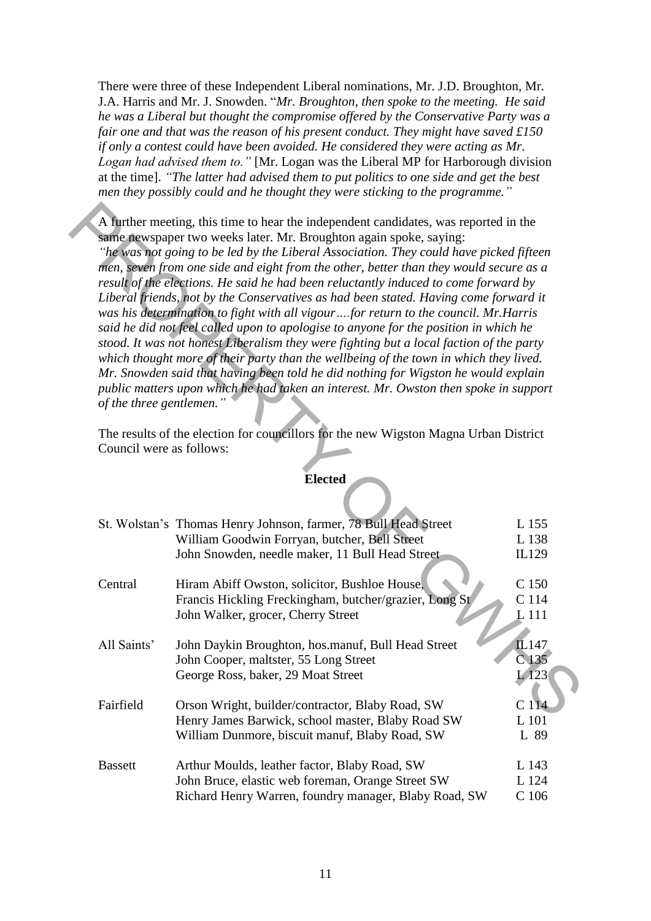There were three of these Independent Liberal nominations, Mr. J.D. Broughton, Mr. J.A. Harris and Mr. J. Snowden. "*Mr. Broughton, then spoke to the meeting. He said he was a Liberal but thought the compromise offered by the Conservative Party was a fair one and that was the reason of his present conduct. They might have saved £150 if only a contest could have been avoided. He considered they were acting as Mr. Logan had advised them to.*" [Mr. Logan was the Liberal MP for Harborough division at the time]. *"The latter had advised them to put politics to one side and get the best men they possibly could and he thought they were sticking to the programme."*

A further meeting, this time to hear the independent candidates, was reported in the same newspaper two weeks later. Mr. Broughton again spoke, saying:
*"he was not going to be led by the Liberal Association. They could have picked fifteen men, seven from one side and eight from the other, better than they would secure as a result of the elections. He said he had been reluctantly induced to come forward by Liberal friends, not by the Conservatives as had been stated. Having come forward it was his determination to fight with all vigour….for return to the council. Mr.Harris said he did not feel called upon to apologise to anyone for the position in which he stood. It was not honest Liberalism they were fighting but a local faction of the party which thought more of their party than the wellbeing of the town in which they lived. Mr. Snowden said that having been told he did nothing for Wigston he would explain public matters upon which he had taken an interest. Mr. Owston then spoke in support of the three gentlemen."*

The results of the election for councillors for the new Wigston Magna Urban District Council were as follows:

**Elected**

| Ward | Name | Votes |
|---|---|---|
| St. Wolstan's | Thomas Henry Johnson, farmer, 78 Bull Head Street | L 155 |
| | William Goodwin Forryan, butcher, Bell Street | L 138 |
| | John Snowden, needle maker, 11 Bull Head Street | IL129 |
| Central | Hiram Abiff Owston, solicitor, Bushloe House, | C 150 |
| | Francis Hickling Freckingham, butcher/grazier, Long St | C 114 |
| | John Walker, grocer, Cherry Street | L 111 |
| All Saints' | John Daykin Broughton, hos.manuf, Bull Head Street | IL147 |
| | John Cooper, maltster, 55 Long Street | C 135 |
| | George Ross, baker, 29 Moat Street | L 123 |
| Fairfield | Orson Wright, builder/contractor, Blaby Road, SW | C 114 |
| | Henry James Barwick, school master, Blaby Road SW | L 101 |
| | William Dunmore, biscuit manuf, Blaby Road, SW | L 89 |
| Bassett | Arthur Moulds, leather factor, Blaby Road, SW | L 143 |
| | John Bruce, elastic web foreman, Orange Street SW | L 124 |
| | Richard Henry Warren, foundry manager, Blaby Road, SW | C 106 |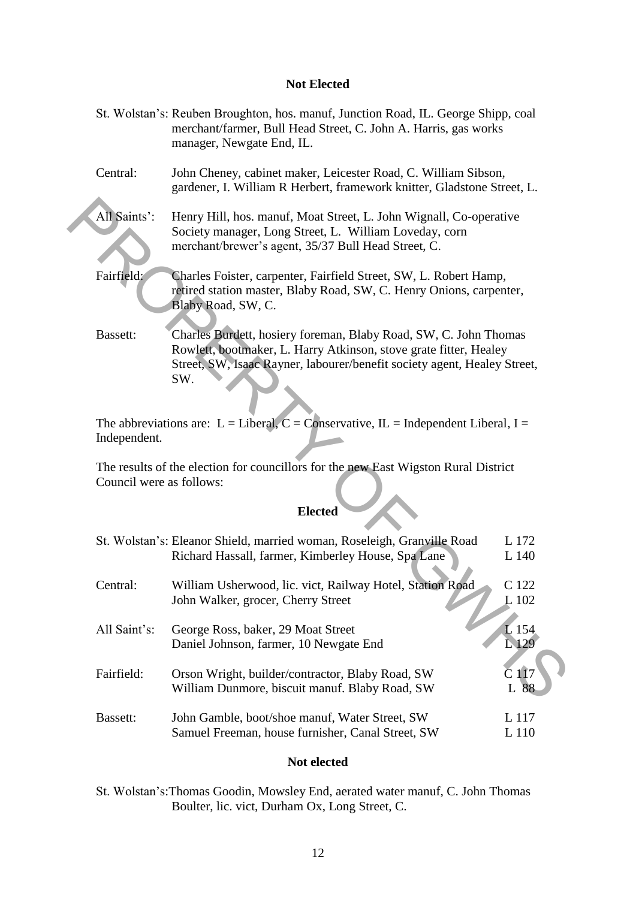### Not Elected

St. Wolstan's: Reuben Broughton, hos. manuf, Junction Road, IL. George Shipp, coal merchant/farmer, Bull Head Street, C. John A. Harris, gas works manager, Newgate End, IL.

Central: John Cheney, cabinet maker, Leicester Road, C. William Sibson, gardener, I. William R Herbert, framework knitter, Gladstone Street, L.

All Saints': Henry Hill, hos. manuf, Moat Street, L. John Wignall, Co-operative Society manager, Long Street, L. William Loveday, corn merchant/brewer's agent, 35/37 Bull Head Street, C.

Fairfield: Charles Foister, carpenter, Fairfield Street, SW, L. Robert Hamp, retired station master, Blaby Road, SW, C. Henry Onions, carpenter, Blaby Road, SW, C.

Bassett: Charles Burdett, hosiery foreman, Blaby Road, SW, C. John Thomas Rowlett, bootmaker, L. Harry Atkinson, stove grate fitter, Healey Street, SW, Isaac Rayner, labourer/benefit society agent, Healey Street, SW.

The abbreviations are: L = Liberal, C = Conservative, IL = Independent Liberal, I = Independent.

The results of the election for councillors for the new East Wigston Rural District Council were as follows:

### Elected

| | | |
|---|---|---|
| St. Wolstan's: | Eleanor Shield, married woman, Roseleigh, Granville Road | L 172 |
| | Richard Hassall, farmer, Kimberley House, Spa Lane | L 140 |
| Central: | William Usherwood, lic. vict, Railway Hotel, Station Road | C 122 |
| | John Walker, grocer, Cherry Street | L 102 |
| All Saint's: | George Ross, baker, 29 Moat Street | L 154 |
| | Daniel Johnson, farmer, 10 Newgate End | L 129 |
| Fairfield: | Orson Wright, builder/contractor, Blaby Road, SW | C 117 |
| | William Dunmore, biscuit manuf. Blaby Road, SW | L 88 |
| Bassett: | John Gamble, boot/shoe manuf, Water Street, SW | L 117 |
| | Samuel Freeman, house furnisher, Canal Street, SW | L 110 |

### Not elected

St. Wolstan's: Thomas Goodin, Mowsley End, aerated water manuf, C. John Thomas Boulter, lic. vict, Durham Ox, Long Street, C.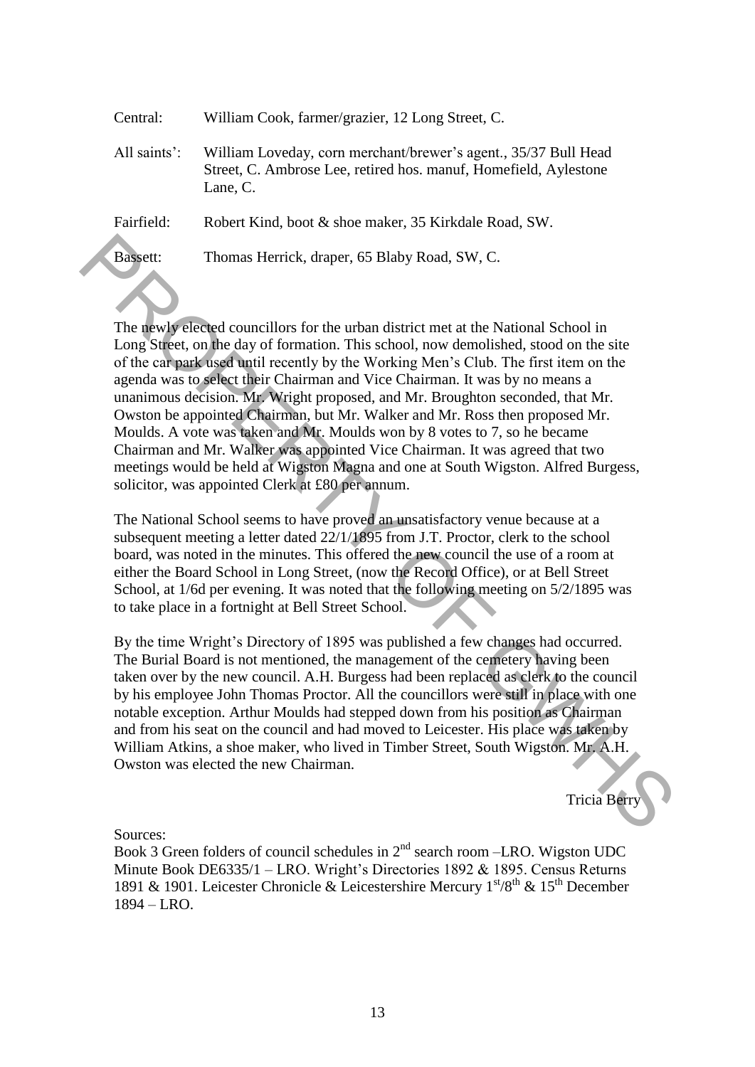Central: William Cook, farmer/grazier, 12 Long Street, C.

All saints': William Loveday, corn merchant/brewer's agent., 35/37 Bull Head Street, C. Ambrose Lee, retired hos. manuf, Homefield, Aylestone Lane, C.

Fairfield: Robert Kind, boot & shoe maker, 35 Kirkdale Road, SW.

Bassett: Thomas Herrick, draper, 65 Blaby Road, SW, C.

The newly elected councillors for the urban district met at the National School in Long Street, on the day of formation. This school, now demolished, stood on the site of the car park used until recently by the Working Men's Club. The first item on the agenda was to select their Chairman and Vice Chairman. It was by no means a unanimous decision. Mr. Wright proposed, and Mr. Broughton seconded, that Mr. Owston be appointed Chairman, but Mr. Walker and Mr. Ross then proposed Mr. Moulds. A vote was taken and Mr. Moulds won by 8 votes to 7, so he became Chairman and Mr. Walker was appointed Vice Chairman. It was agreed that two meetings would be held at Wigston Magna and one at South Wigston. Alfred Burgess, solicitor, was appointed Clerk at £80 per annum.

The National School seems to have proved an unsatisfactory venue because at a subsequent meeting a letter dated 22/1/1895 from J.T. Proctor, clerk to the school board, was noted in the minutes. This offered the new council the use of a room at either the Board School in Long Street, (now the Record Office), or at Bell Street School, at 1/6d per evening. It was noted that the following meeting on 5/2/1895 was to take place in a fortnight at Bell Street School.

By the time Wright's Directory of 1895 was published a few changes had occurred. The Burial Board is not mentioned, the management of the cemetery having been taken over by the new council. A.H. Burgess had been replaced as clerk to the council by his employee John Thomas Proctor. All the councillors were still in place with one notable exception. Arthur Moulds had stepped down from his position as Chairman and from his seat on the council and had moved to Leicester. His place was taken by William Atkins, a shoe maker, who lived in Timber Street, South Wigston. Mr. A.H. Owston was elected the new Chairman.

Tricia Berry

Sources:
Book 3 Green folders of council schedules in 2nd search room –LRO. Wigston UDC Minute Book DE6335/1 – LRO. Wright's Directories 1892 & 1895. Census Returns 1891 & 1901. Leicester Chronicle & Leicestershire Mercury 1st/8th & 15th December 1894 – LRO.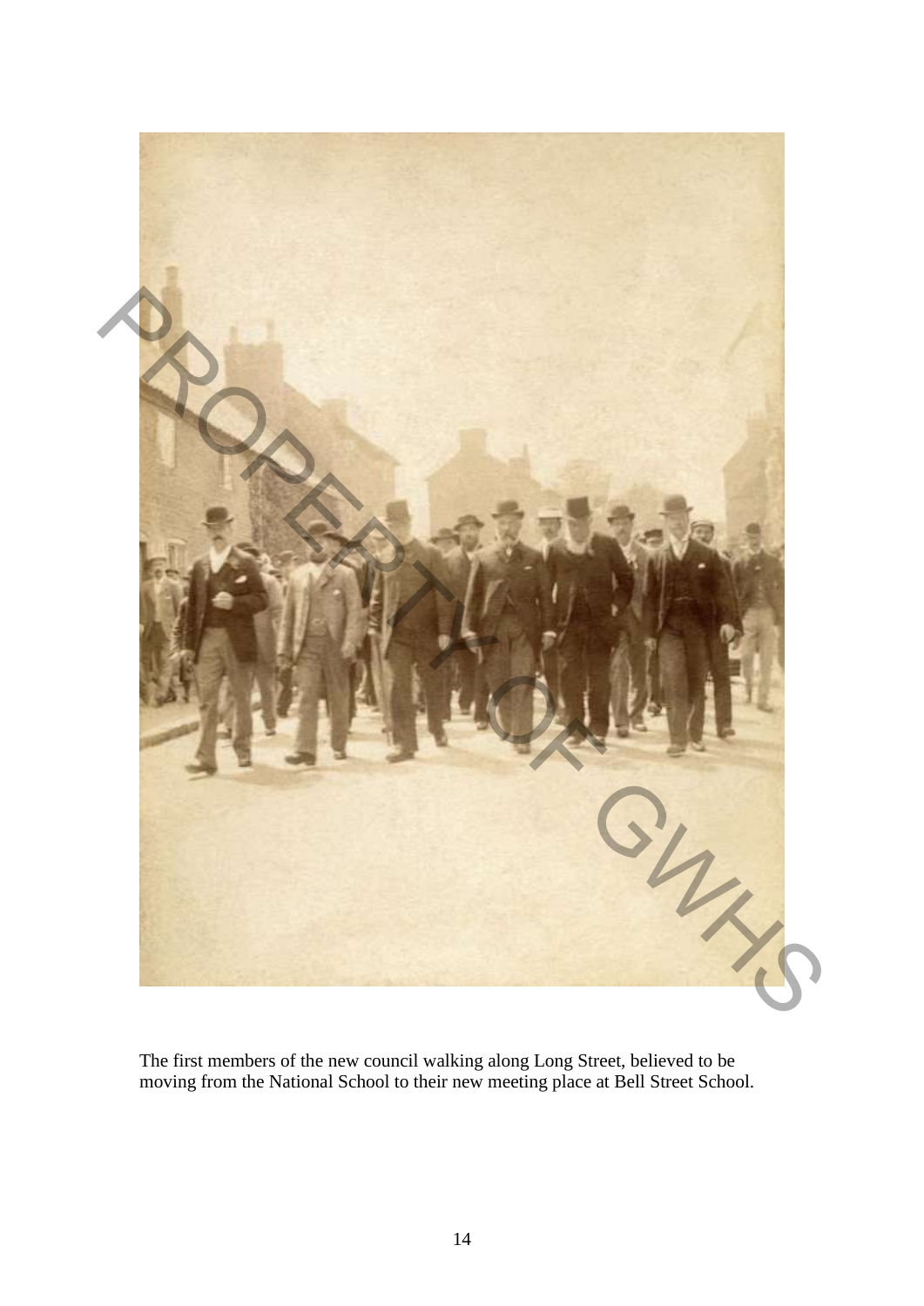The first members of the new council walking along Long Street, believed to be moving from the National School to their new meeting place at Bell Street School.